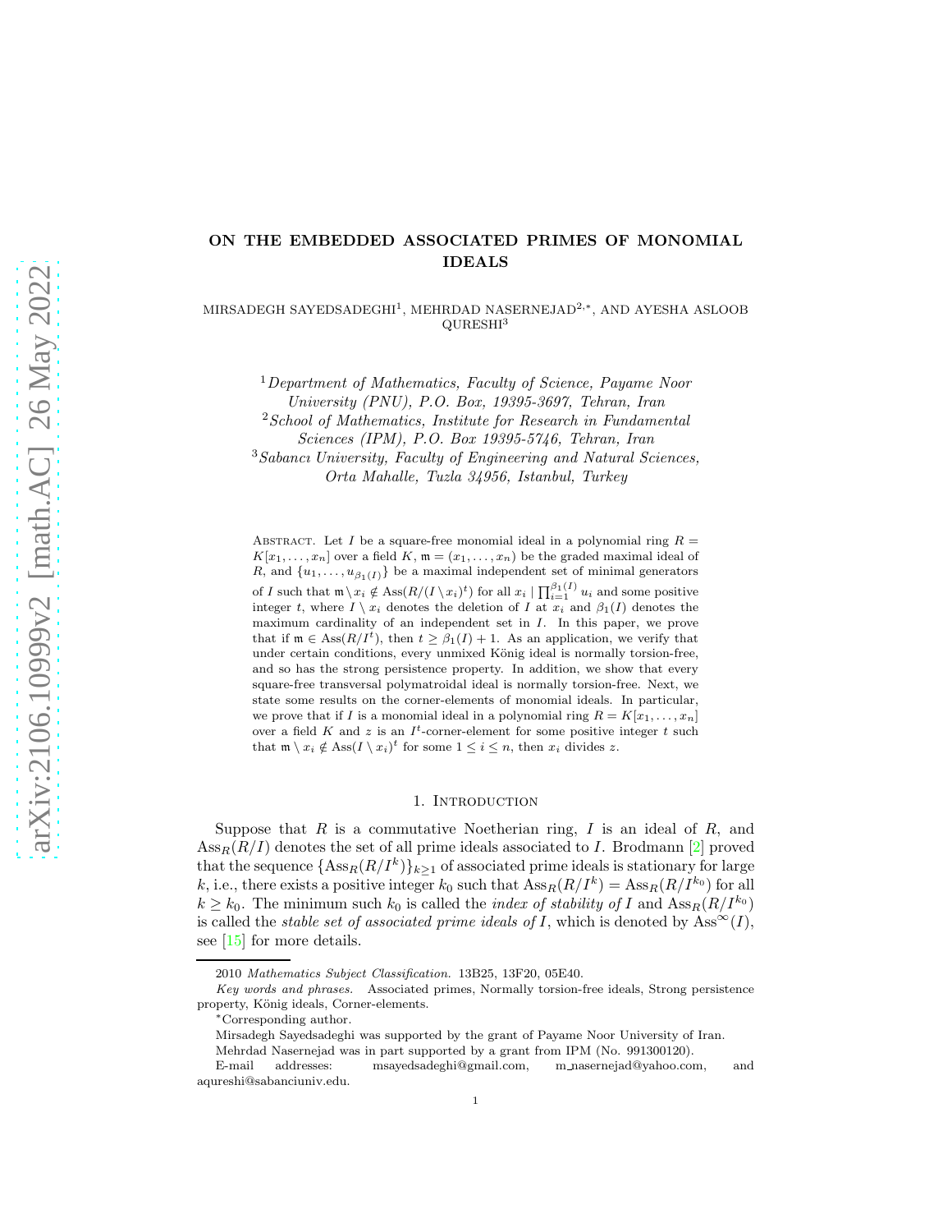# ON THE EMBEDDED ASSOCIATED PRIMES OF MONOMIAL IDEALS

MIRSADEGH SAYEDSADEGHI[1], MEHRDAD NASERNEJAD[2,*], AND AYESHA ASLOOB QURESHI[3]

[1] *Department of Mathematics, Faculty of Science, Payame Noor University (PNU), P.O. Box, 19395-3697, Tehran, Iran*
[2] *School of Mathematics, Institute for Research in Fundamental Sciences (IPM), P.O. Box 19395-5746, Tehran, Iran*
[3] *Sabancı University, Faculty of Engineering and Natural Sciences, Orta Mahalle, Tuzla 34956, Istanbul, Turkey*

Abstract. Let $I$ be a square-free monomial ideal in a polynomial ring $R = K[x_1, \ldots, x_n]$ over a field $K$, $\mathfrak{m} = (x_1, \ldots, x_n)$ be the graded maximal ideal of $R$, and $\{u_1, \ldots, u_{\beta_1(I)}\}$ be a maximal independent set of minimal generators of $I$ such that $\mathfrak{m} \setminus x_i \notin \mathrm{Ass}(R/(I \setminus x_i)^t)$ for all $x_i \mid \prod_{i=1}^{\beta_1(I)} u_i$ and some positive integer $t$, where $I \setminus x_i$ denotes the deletion of $I$ at $x_i$ and $\beta_1(I)$ denotes the maximum cardinality of an independent set in $I$. In this paper, we prove that if $\mathfrak{m} \in \mathrm{Ass}(R/I^t)$, then $t \geq \beta_1(I) + 1$. As an application, we verify that under certain conditions, every unmixed König ideal is normally torsion-free, and so has the strong persistence property. In addition, we show that every square-free transversal polymatroidal ideal is normally torsion-free. Next, we state some results on the corner-elements of monomial ideals. In particular, we prove that if $I$ is a monomial ideal in a polynomial ring $R = K[x_1, \ldots, x_n]$ over a field $K$ and $z$ is an $I^t$-corner-element for some positive integer $t$ such that $\mathfrak{m} \setminus x_i \notin \mathrm{Ass}(I \setminus x_i)^t$ for some $1 \leq i \leq n$, then $x_i$ divides $z$.

## 1. Introduction

Suppose that $R$ is a commutative Noetherian ring, $I$ is an ideal of $R$, and $\mathrm{Ass}_R(R/I)$ denotes the set of all prime ideals associated to $I$. Brodmann [2] proved that the sequence $\{\mathrm{Ass}_R(R/I^k)\}_{k \geq 1}$ of associated prime ideals is stationary for large $k$, i.e., there exists a positive integer $k_0$ such that $\mathrm{Ass}_R(R/I^k) = \mathrm{Ass}_R(R/I^{k_0})$ for all $k \geq k_0$. The minimum such $k_0$ is called the *index of stability of* $I$ and $\mathrm{Ass}_R(R/I^{k_0})$ is called the *stable set of associated prime ideals of* $I$, which is denoted by $\mathrm{Ass}^\infty(I)$, see [15] for more details.

---

2010 *Mathematics Subject Classification.* 13B25, 13F20, 05E40.

*Key words and phrases.* Associated primes, Normally torsion-free ideals, Strong persistence property, König ideals, Corner-elements.

*Corresponding author.

Mirsadegh Sayedsadeghi was supported by the grant of Payame Noor University of Iran.

Mehrdad Nasernejad was in part supported by a grant from IPM (No. 991300120).

E-mail addresses: msayedsadeghi@gmail.com, m_nasernejad@yahoo.com, and aqureshi@sabanciuniv.edu.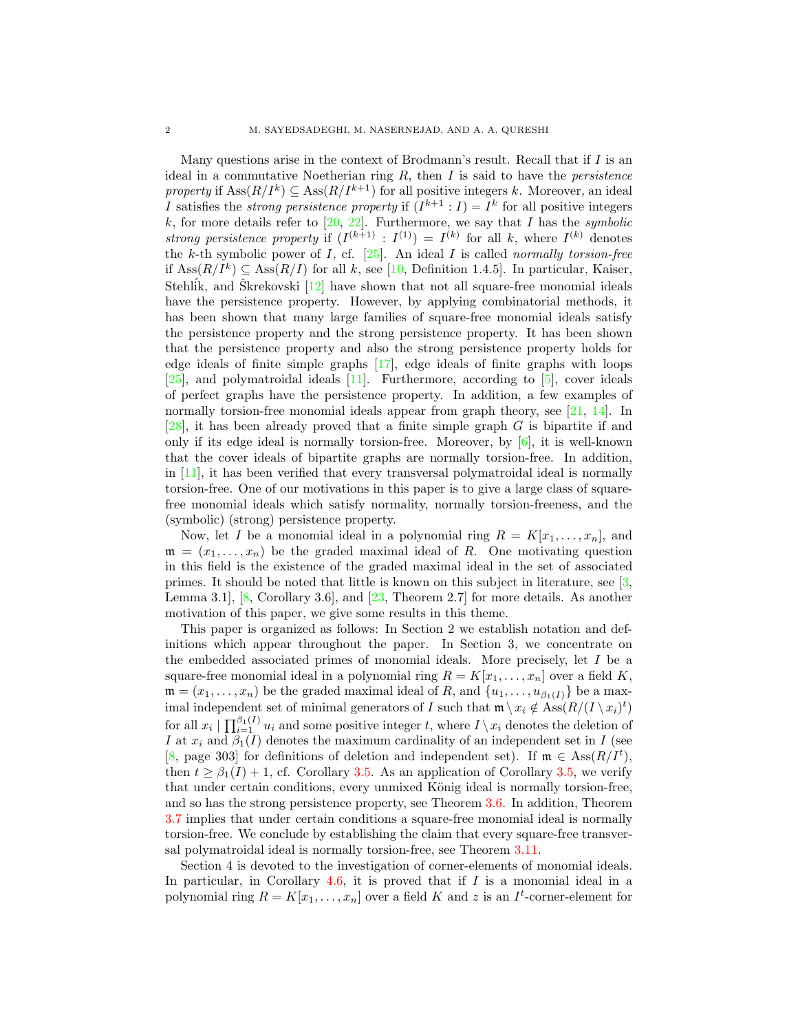Many questions arise in the context of Brodmann's result. Recall that if $I$ is an ideal in a commutative Noetherian ring $R$, then $I$ is said to have the *persistence property* if $\mathrm{Ass}(R/I^k) \subseteq \mathrm{Ass}(R/I^{k+1})$ for all positive integers $k$. Moreover, an ideal $I$ satisfies the *strong persistence property* if $(I^{k+1} : I) = I^k$ for all positive integers $k$, for more details refer to [20, 22]. Furthermore, we say that $I$ has the *symbolic strong persistence property* if $(I^{(k+1)} : I^{(1)}) = I^{(k)}$ for all $k$, where $I^{(k)}$ denotes the $k$-th symbolic power of $I$, cf. [25]. An ideal $I$ is called *normally torsion-free* if $\mathrm{Ass}(R/I^k) \subseteq \mathrm{Ass}(R/I)$ for all $k$, see [10, Definition 1.4.5]. In particular, Kaiser, Stehlík, and Škrekovski [12] have shown that not all square-free monomial ideals have the persistence property. However, by applying combinatorial methods, it has been shown that many large families of square-free monomial ideals satisfy the persistence property and the strong persistence property. It has been shown that the persistence property and also the strong persistence property holds for edge ideals of finite simple graphs [17], edge ideals of finite graphs with loops [25], and polymatroidal ideals [11]. Furthermore, according to [5], cover ideals of perfect graphs have the persistence property. In addition, a few examples of normally torsion-free monomial ideals appear from graph theory, see [21, 14]. In [28], it has been already proved that a finite simple graph $G$ is bipartite if and only if its edge ideal is normally torsion-free. Moreover, by [6], it is well-known that the cover ideals of bipartite graphs are normally torsion-free. In addition, in [11], it has been verified that every transversal polymatroidal ideal is normally torsion-free. One of our motivations in this paper is to give a large class of square-free monomial ideals which satisfy normality, normally torsion-freeness, and the (symbolic) (strong) persistence property.

Now, let $I$ be a monomial ideal in a polynomial ring $R = K[x_1, \ldots, x_n]$, and $\mathfrak{m} = (x_1, \ldots, x_n)$ be the graded maximal ideal of $R$. One motivating question in this field is the existence of the graded maximal ideal in the set of associated primes. It should be noted that little is known on this subject in literature, see [3, Lemma 3.1], [8, Corollary 3.6], and [23, Theorem 2.7] for more details. As another motivation of this paper, we give some results in this theme.

This paper is organized as follows: In Section 2 we establish notation and definitions which appear throughout the paper. In Section 3, we concentrate on the embedded associated primes of monomial ideals. More precisely, let $I$ be a square-free monomial ideal in a polynomial ring $R = K[x_1, \ldots, x_n]$ over a field $K$, $\mathfrak{m} = (x_1, \ldots, x_n)$ be the graded maximal ideal of $R$, and $\{u_1, \ldots, u_{\beta_1(I)}\}$ be a maximal independent set of minimal generators of $I$ such that $\mathfrak{m} \setminus x_i \notin \mathrm{Ass}(R/(I \setminus x_i)^t)$ for all $x_i \mid \prod_{i=1}^{\beta_1(I)} u_i$ and some positive integer $t$, where $I \setminus x_i$ denotes the deletion of $I$ at $x_i$ and $\beta_1(I)$ denotes the maximum cardinality of an independent set in $I$ (see [8, page 303] for definitions of deletion and independent set). If $\mathfrak{m} \in \mathrm{Ass}(R/I^t)$, then $t \geq \beta_1(I) + 1$, cf. Corollary 3.5. As an application of Corollary 3.5, we verify that under certain conditions, every unmixed König ideal is normally torsion-free, and so has the strong persistence property, see Theorem 3.6. In addition, Theorem 3.7 implies that under certain conditions a square-free monomial ideal is normally torsion-free. We conclude by establishing the claim that every square-free transversal polymatroidal ideal is normally torsion-free, see Theorem 3.11.

Section 4 is devoted to the investigation of corner-elements of monomial ideals. In particular, in Corollary 4.6, it is proved that if $I$ is a monomial ideal in a polynomial ring $R = K[x_1, \ldots, x_n]$ over a field $K$ and $z$ is an $I^t$-corner-element for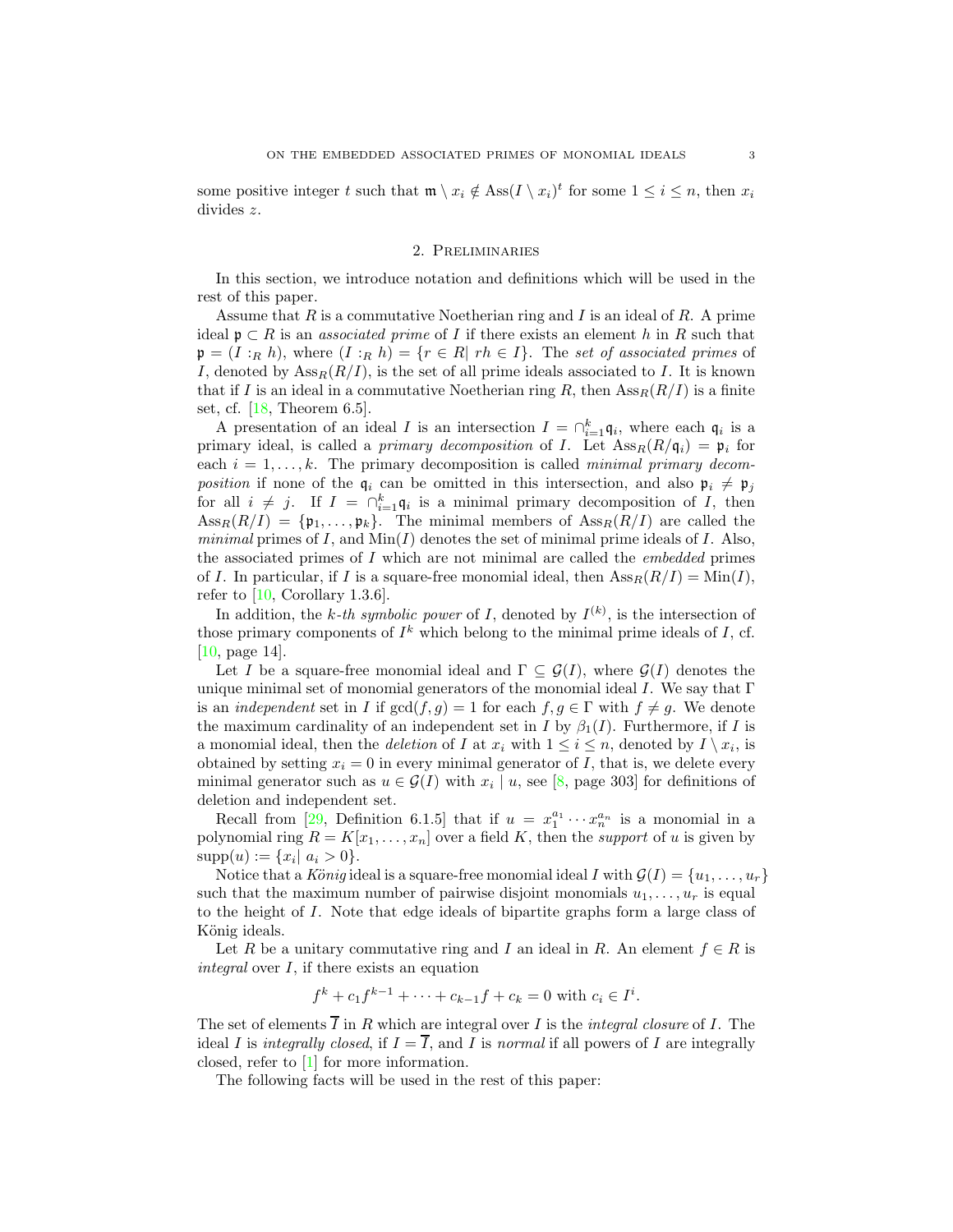some positive integer $t$ such that $\mathfrak{m} \setminus x_i \notin \mathrm{Ass}(I \setminus x_i)^t$ for some $1 \leq i \leq n$, then $x_i$ divides $z$.

## 2. Preliminaries

In this section, we introduce notation and definitions which will be used in the rest of this paper.

Assume that $R$ is a commutative Noetherian ring and $I$ is an ideal of $R$. A prime ideal $\mathfrak{p} \subset R$ is an *associated prime* of $I$ if there exists an element $h$ in $R$ such that $\mathfrak{p} = (I :_R h)$, where $(I :_R h) = \{r \in R |\ rh \in I\}$. The *set of associated primes* of $I$, denoted by $\mathrm{Ass}_R(R/I)$, is the set of all prime ideals associated to $I$. It is known that if $I$ is an ideal in a commutative Noetherian ring $R$, then $\mathrm{Ass}_R(R/I)$ is a finite set, cf. [18, Theorem 6.5].

A presentation of an ideal $I$ is an intersection $I = \cap_{i=1}^{k} \mathfrak{q}_i$, where each $\mathfrak{q}_i$ is a primary ideal, is called a *primary decomposition* of $I$. Let $\mathrm{Ass}_R(R/\mathfrak{q}_i) = \mathfrak{p}_i$ for each $i = 1, \ldots, k$. The primary decomposition is called *minimal primary decomposition* if none of the $\mathfrak{q}_i$ can be omitted in this intersection, and also $\mathfrak{p}_i \neq \mathfrak{p}_j$ for all $i \neq j$. If $I = \cap_{i=1}^{k} \mathfrak{q}_i$ is a minimal primary decomposition of $I$, then $\mathrm{Ass}_R(R/I) = \{\mathfrak{p}_1, \ldots, \mathfrak{p}_k\}$. The minimal members of $\mathrm{Ass}_R(R/I)$ are called the *minimal* primes of $I$, and $\mathrm{Min}(I)$ denotes the set of minimal prime ideals of $I$. Also, the associated primes of $I$ which are not minimal are called the *embedded* primes of $I$. In particular, if $I$ is a square-free monomial ideal, then $\mathrm{Ass}_R(R/I) = \mathrm{Min}(I)$, refer to [10, Corollary 1.3.6].

In addition, the *k-th symbolic power* of $I$, denoted by $I^{(k)}$, is the intersection of those primary components of $I^k$ which belong to the minimal prime ideals of $I$, cf. [10, page 14].

Let $I$ be a square-free monomial ideal and $\Gamma \subseteq \mathcal{G}(I)$, where $\mathcal{G}(I)$ denotes the unique minimal set of monomial generators of the monomial ideal $I$. We say that $\Gamma$ is an *independent* set in $I$ if $\gcd(f, g) = 1$ for each $f, g \in \Gamma$ with $f \neq g$. We denote the maximum cardinality of an independent set in $I$ by $\beta_1(I)$. Furthermore, if $I$ is a monomial ideal, then the *deletion* of $I$ at $x_i$ with $1 \leq i \leq n$, denoted by $I \setminus x_i$, is obtained by setting $x_i = 0$ in every minimal generator of $I$, that is, we delete every minimal generator such as $u \in \mathcal{G}(I)$ with $x_i \mid u$, see [8, page 303] for definitions of deletion and independent set.

Recall from [29, Definition 6.1.5] that if $u = x_1^{a_1} \cdots x_n^{a_n}$ is a monomial in a polynomial ring $R = K[x_1, \ldots, x_n]$ over a field $K$, then the *support* of $u$ is given by $\mathrm{supp}(u) := \{x_i |\ a_i > 0\}$.

Notice that a *König* ideal is a square-free monomial ideal $I$ with $\mathcal{G}(I) = \{u_1, \ldots, u_r\}$ such that the maximum number of pairwise disjoint monomials $u_1, \ldots, u_r$ is equal to the height of $I$. Note that edge ideals of bipartite graphs form a large class of König ideals.

Let $R$ be a unitary commutative ring and $I$ an ideal in $R$. An element $f \in R$ is *integral* over $I$, if there exists an equation

$$f^k + c_1 f^{k-1} + \cdots + c_{k-1} f + c_k = 0 \text{ with } c_i \in I^i.$$

The set of elements $\overline{I}$ in $R$ which are integral over $I$ is the *integral closure* of $I$. The ideal $I$ is *integrally closed*, if $I = \overline{I}$, and $I$ is *normal* if all powers of $I$ are integrally closed, refer to [1] for more information.

The following facts will be used in the rest of this paper: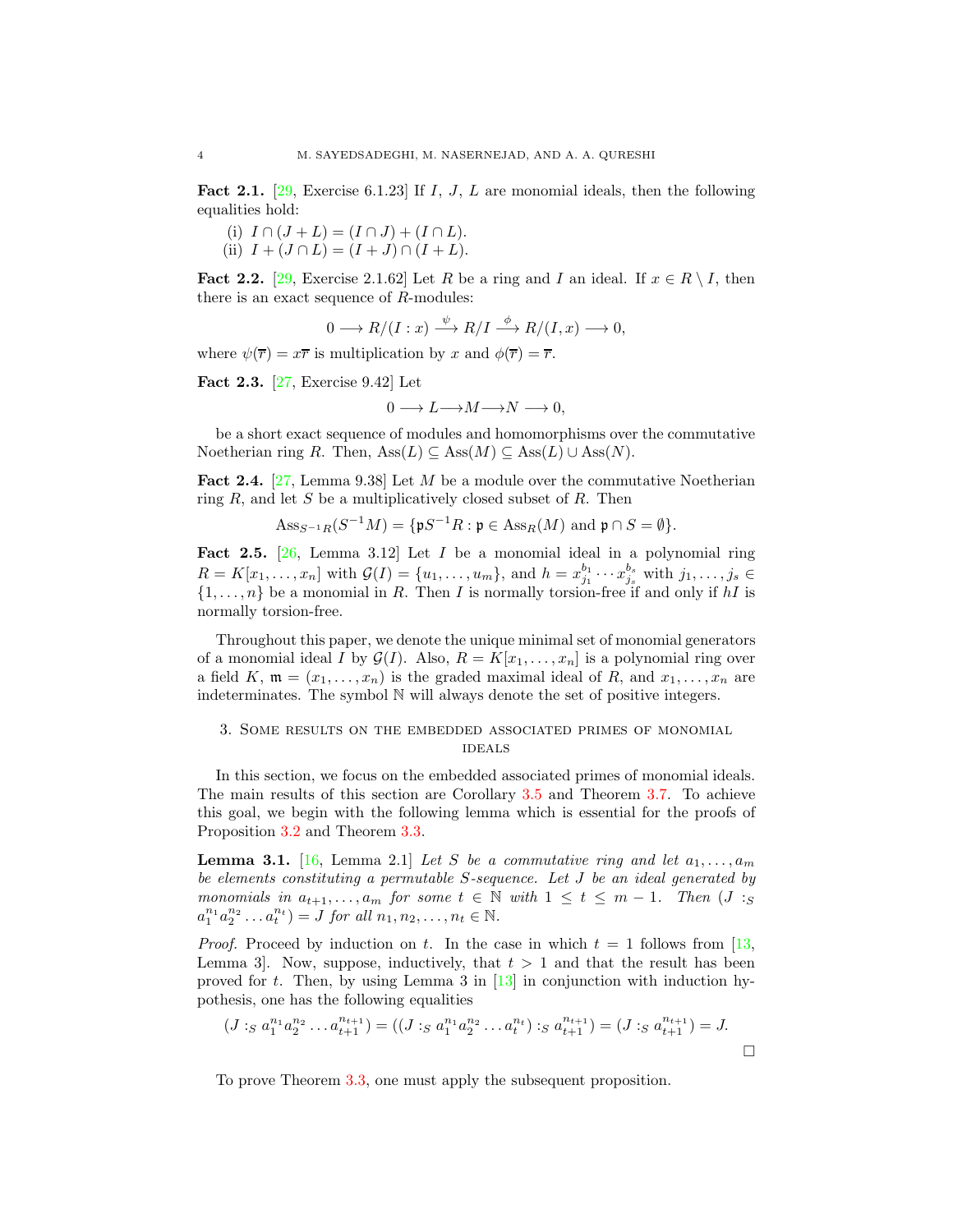**Fact 2.1.** [29, Exercise 6.1.23] If $I$, $J$, $L$ are monomial ideals, then the following equalities hold:

(i) $I \cap (J + L) = (I \cap J) + (I \cap L)$.
(ii) $I + (J \cap L) = (I + J) \cap (I + L)$.

**Fact 2.2.** [29, Exercise 2.1.62] Let $R$ be a ring and $I$ an ideal. If $x \in R \setminus I$, then there is an exact sequence of $R$-modules:

$$0 \longrightarrow R/(I : x) \xrightarrow{\psi} R/I \xrightarrow{\phi} R/(I, x) \longrightarrow 0,$$

where $\psi(\overline{r}) = x\overline{r}$ is multiplication by $x$ and $\phi(\overline{r}) = \overline{r}$.

**Fact 2.3.** [27, Exercise 9.42] Let

$$0 \longrightarrow L \longrightarrow M \longrightarrow N \longrightarrow 0,$$

be a short exact sequence of modules and homomorphisms over the commutative Noetherian ring $R$. Then, $\mathrm{Ass}(L) \subseteq \mathrm{Ass}(M) \subseteq \mathrm{Ass}(L) \cup \mathrm{Ass}(N)$.

**Fact 2.4.** [27, Lemma 9.38] Let $M$ be a module over the commutative Noetherian ring $R$, and let $S$ be a multiplicatively closed subset of $R$. Then

$$\mathrm{Ass}_{S^{-1}R}(S^{-1}M) = \{\mathfrak{p}S^{-1}R : \mathfrak{p} \in \mathrm{Ass}_R(M) \text{ and } \mathfrak{p} \cap S = \emptyset\}.$$

**Fact 2.5.** [26, Lemma 3.12] Let $I$ be a monomial ideal in a polynomial ring $R = K[x_1, \ldots, x_n]$ with $\mathcal{G}(I) = \{u_1, \ldots, u_m\}$, and $h = x_{j_1}^{b_1} \cdots x_{j_s}^{b_s}$ with $j_1, \ldots, j_s \in \{1, \ldots, n\}$ be a monomial in $R$. Then $I$ is normally torsion-free if and only if $hI$ is normally torsion-free.

Throughout this paper, we denote the unique minimal set of monomial generators of a monomial ideal $I$ by $\mathcal{G}(I)$. Also, $R = K[x_1, \ldots, x_n]$ is a polynomial ring over a field $K$, $\mathfrak{m} = (x_1, \ldots, x_n)$ is the graded maximal ideal of $R$, and $x_1, \ldots, x_n$ are indeterminates. The symbol $\mathbb{N}$ will always denote the set of positive integers.

## 3. Some results on the embedded associated primes of monomial ideals

In this section, we focus on the embedded associated primes of monomial ideals. The main results of this section are Corollary 3.5 and Theorem 3.7. To achieve this goal, we begin with the following lemma which is essential for the proofs of Proposition 3.2 and Theorem 3.3.

**Lemma 3.1.** [16, Lemma 2.1] *Let $S$ be a commutative ring and let $a_1, \ldots, a_m$ be elements constituting a permutable $S$-sequence. Let $J$ be an ideal generated by monomials in $a_{t+1}, \ldots, a_m$ for some $t \in \mathbb{N}$ with $1 \leq t \leq m-1$. Then $(J :_S a_1^{n_1} a_2^{n_2} \ldots a_t^{n_t}) = J$ for all $n_1, n_2, \ldots, n_t \in \mathbb{N}$.*

*Proof.* Proceed by induction on $t$. In the case in which $t = 1$ follows from [13, Lemma 3]. Now, suppose, inductively, that $t > 1$ and that the result has been proved for $t$. Then, by using Lemma 3 in [13] in conjunction with induction hypothesis, one has the following equalities

$$(J :_S a_1^{n_1} a_2^{n_2} \ldots a_{t+1}^{n_{t+1}}) = ((J :_S a_1^{n_1} a_2^{n_2} \ldots a_t^{n_t}) :_S a_{t+1}^{n_{t+1}}) = (J :_S a_{t+1}^{n_{t+1}}) = J.$$

$\square$

To prove Theorem 3.3, one must apply the subsequent proposition.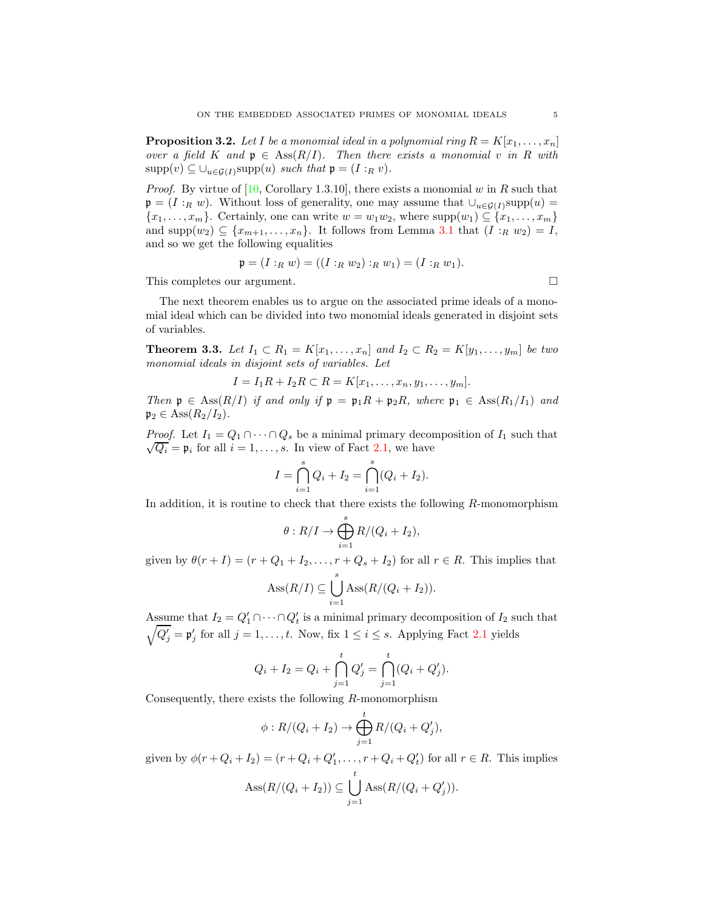**Proposition 3.2.** *Let $I$ be a monomial ideal in a polynomial ring $R = K[x_1, \ldots, x_n]$ over a field $K$ and $\mathfrak{p} \in \mathrm{Ass}(R/I)$. Then there exists a monomial $v$ in $R$ with $\mathrm{supp}(v) \subseteq \cup_{u \in \mathcal{G}(I)} \mathrm{supp}(u)$ such that $\mathfrak{p} = (I :_R v)$.*

*Proof.* By virtue of [10, Corollary 1.3.10], there exists a monomial $w$ in $R$ such that $\mathfrak{p} = (I :_R w)$. Without loss of generality, one may assume that $\cup_{u \in \mathcal{G}(I)} \mathrm{supp}(u) = \{x_1, \ldots, x_m\}$. Certainly, one can write $w = w_1 w_2$, where $\mathrm{supp}(w_1) \subseteq \{x_1, \ldots, x_m\}$ and $\mathrm{supp}(w_2) \subseteq \{x_{m+1}, \ldots, x_n\}$. It follows from Lemma 3.1 that $(I :_R w_2) = I$, and so we get the following equalities

$$\mathfrak{p} = (I :_R w) = ((I :_R w_2) :_R w_1) = (I :_R w_1).$$

This completes our argument. $\square$

The next theorem enables us to argue on the associated prime ideals of a monomial ideal which can be divided into two monomial ideals generated in disjoint sets of variables.

**Theorem 3.3.** *Let $I_1 \subset R_1 = K[x_1, \ldots, x_n]$ and $I_2 \subset R_2 = K[y_1, \ldots, y_m]$ be two monomial ideals in disjoint sets of variables. Let*

$$I = I_1 R + I_2 R \subset R = K[x_1, \ldots, x_n, y_1, \ldots, y_m].$$

*Then $\mathfrak{p} \in \mathrm{Ass}(R/I)$ if and only if $\mathfrak{p} = \mathfrak{p}_1 R + \mathfrak{p}_2 R$, where $\mathfrak{p}_1 \in \mathrm{Ass}(R_1/I_1)$ and $\mathfrak{p}_2 \in \mathrm{Ass}(R_2/I_2)$.*

*Proof.* Let $I_1 = Q_1 \cap \cdots \cap Q_s$ be a minimal primary decomposition of $I_1$ such that $\sqrt{Q_i} = \mathfrak{p}_i$ for all $i = 1, \ldots, s$. In view of Fact 2.1, we have

$$I = \bigcap_{i=1}^{s} Q_i + I_2 = \bigcap_{i=1}^{s} (Q_i + I_2).$$

In addition, it is routine to check that there exists the following $R$-monomorphism

$$\theta : R/I \to \bigoplus_{i=1}^{s} R/(Q_i + I_2),$$

given by $\theta(r + I) = (r + Q_1 + I_2, \ldots, r + Q_s + I_2)$ for all $r \in R$. This implies that

$$\mathrm{Ass}(R/I) \subseteq \bigcup_{i=1}^{s} \mathrm{Ass}(R/(Q_i + I_2)).$$

Assume that $I_2 = Q'_1 \cap \cdots \cap Q'_t$ is a minimal primary decomposition of $I_2$ such that $\sqrt{Q'_j} = \mathfrak{p}'_j$ for all $j = 1, \ldots, t$. Now, fix $1 \leq i \leq s$. Applying Fact 2.1 yields

$$Q_i + I_2 = Q_i + \bigcap_{j=1}^{t} Q'_j = \bigcap_{j=1}^{t} (Q_i + Q'_j).$$

Consequently, there exists the following $R$-monomorphism

$$\phi : R/(Q_i + I_2) \to \bigoplus_{j=1}^{t} R/(Q_i + Q'_j),$$

given by $\phi(r + Q_i + I_2) = (r + Q_i + Q'_1, \ldots, r + Q_i + Q'_t)$ for all $r \in R$. This implies

$$\mathrm{Ass}(R/(Q_i + I_2)) \subseteq \bigcup_{j=1}^{t} \mathrm{Ass}(R/(Q_i + Q'_j)).$$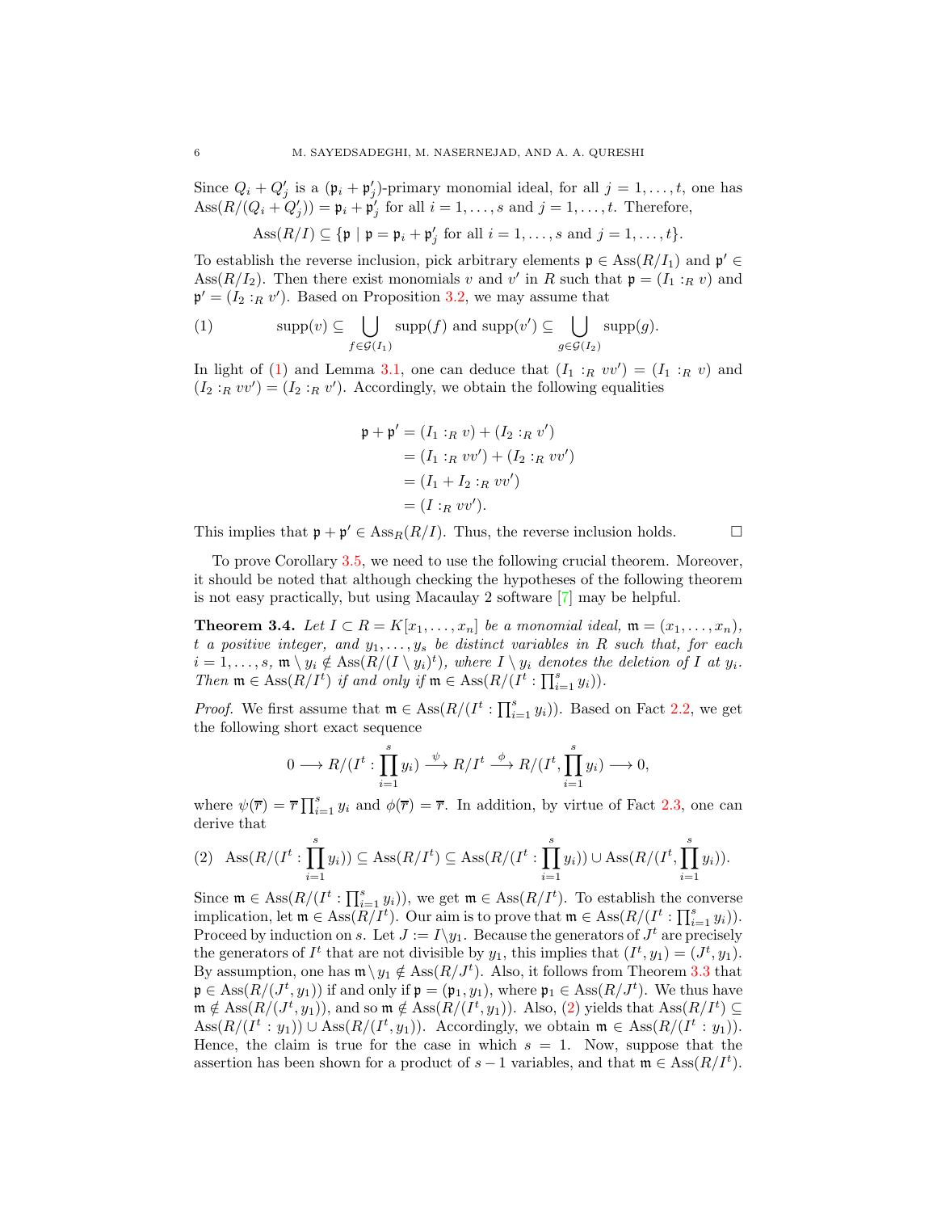Since $Q_i + Q'_j$ is a $(\mathfrak{p}_i + \mathfrak{p}'_j)$-primary monomial ideal, for all $j = 1, \ldots, t$, one has $\mathrm{Ass}(R/(Q_i + Q'_j)) = \mathfrak{p}_i + \mathfrak{p}'_j$ for all $i = 1, \ldots, s$ and $j = 1, \ldots, t$. Therefore,

$$\mathrm{Ass}(R/I) \subseteq \{\mathfrak{p} \mid \mathfrak{p} = \mathfrak{p}_i + \mathfrak{p}'_j \text{ for all } i = 1, \ldots, s \text{ and } j = 1, \ldots, t\}.$$

To establish the reverse inclusion, pick arbitrary elements $\mathfrak{p} \in \mathrm{Ass}(R/I_1)$ and $\mathfrak{p}' \in \mathrm{Ass}(R/I_2)$. Then there exist monomials $v$ and $v'$ in $R$ such that $\mathfrak{p} = (I_1 :_R v)$ and $\mathfrak{p}' = (I_2 :_R v')$. Based on Proposition 3.2, we may assume that

$$\mathrm{supp}(v) \subseteq \bigcup_{f \in \mathcal{G}(I_1)} \mathrm{supp}(f) \text{ and } \mathrm{supp}(v') \subseteq \bigcup_{g \in \mathcal{G}(I_2)} \mathrm{supp}(g). \tag{1}$$

In light of (1) and Lemma 3.1, one can deduce that $(I_1 :_R vv') = (I_1 :_R v)$ and $(I_2 :_R vv') = (I_2 :_R v')$. Accordingly, we obtain the following equalities

$$\begin{aligned}
\mathfrak{p} + \mathfrak{p}' &= (I_1 :_R v) + (I_2 :_R v') \\
&= (I_1 :_R vv') + (I_2 :_R vv') \\
&= (I_1 + I_2 :_R vv') \\
&= (I :_R vv').
\end{aligned}$$

This implies that $\mathfrak{p} + \mathfrak{p}' \in \mathrm{Ass}_R(R/I)$. Thus, the reverse inclusion holds. $\square$

To prove Corollary 3.5, we need to use the following crucial theorem. Moreover, it should be noted that although checking the hypotheses of the following theorem is not easy practically, but using Macaulay 2 software [7] may be helpful.

**Theorem 3.4.** *Let $I \subset R = K[x_1, \ldots, x_n]$ be a monomial ideal, $\mathfrak{m} = (x_1, \ldots, x_n)$, $t$ a positive integer, and $y_1, \ldots, y_s$ be distinct variables in $R$ such that, for each $i = 1, \ldots, s$, $\mathfrak{m} \setminus y_i \notin \mathrm{Ass}(R/(I \setminus y_i)^t)$, where $I \setminus y_i$ denotes the deletion of $I$ at $y_i$. Then $\mathfrak{m} \in \mathrm{Ass}(R/I^t)$ if and only if $\mathfrak{m} \in \mathrm{Ass}(R/(I^t : \prod_{i=1}^s y_i))$.*

*Proof.* We first assume that $\mathfrak{m} \in \mathrm{Ass}(R/(I^t : \prod_{i=1}^s y_i))$. Based on Fact 2.2, we get the following short exact sequence

$$0 \longrightarrow R/(I^t : \prod_{i=1}^s y_i) \xrightarrow{\psi} R/I^t \xrightarrow{\phi} R/(I^t, \prod_{i=1}^s y_i) \longrightarrow 0,$$

where $\psi(\overline{r}) = \overline{r} \prod_{i=1}^s y_i$ and $\phi(\overline{r}) = \overline{r}$. In addition, by virtue of Fact 2.3, one can derive that

$$\mathrm{Ass}(R/(I^t : \prod_{i=1}^s y_i)) \subseteq \mathrm{Ass}(R/I^t) \subseteq \mathrm{Ass}(R/(I^t : \prod_{i=1}^s y_i)) \cup \mathrm{Ass}(R/(I^t, \prod_{i=1}^s y_i)). \tag{2}$$

Since $\mathfrak{m} \in \mathrm{Ass}(R/(I^t : \prod_{i=1}^s y_i))$, we get $\mathfrak{m} \in \mathrm{Ass}(R/I^t)$. To establish the converse implication, let $\mathfrak{m} \in \mathrm{Ass}(R/I^t)$. Our aim is to prove that $\mathfrak{m} \in \mathrm{Ass}(R/(I^t : \prod_{i=1}^s y_i))$. Proceed by induction on $s$. Let $J := I \setminus y_1$. Because the generators of $J^t$ are precisely the generators of $I^t$ that are not divisible by $y_1$, this implies that $(I^t, y_1) = (J^t, y_1)$. By assumption, one has $\mathfrak{m} \setminus y_1 \notin \mathrm{Ass}(R/J^t)$. Also, it follows from Theorem 3.3 that $\mathfrak{p} \in \mathrm{Ass}(R/(J^t, y_1))$ if and only if $\mathfrak{p} = (\mathfrak{p}_1, y_1)$, where $\mathfrak{p}_1 \in \mathrm{Ass}(R/J^t)$. We thus have $\mathfrak{m} \notin \mathrm{Ass}(R/(J^t, y_1))$, and so $\mathfrak{m} \notin \mathrm{Ass}(R/(I^t, y_1))$. Also, (2) yields that $\mathrm{Ass}(R/I^t) \subseteq \mathrm{Ass}(R/(I^t : y_1)) \cup \mathrm{Ass}(R/(I^t, y_1))$. Accordingly, we obtain $\mathfrak{m} \in \mathrm{Ass}(R/(I^t : y_1))$. Hence, the claim is true for the case in which $s = 1$. Now, suppose that the assertion has been shown for a product of $s - 1$ variables, and that $\mathfrak{m} \in \mathrm{Ass}(R/I^t)$.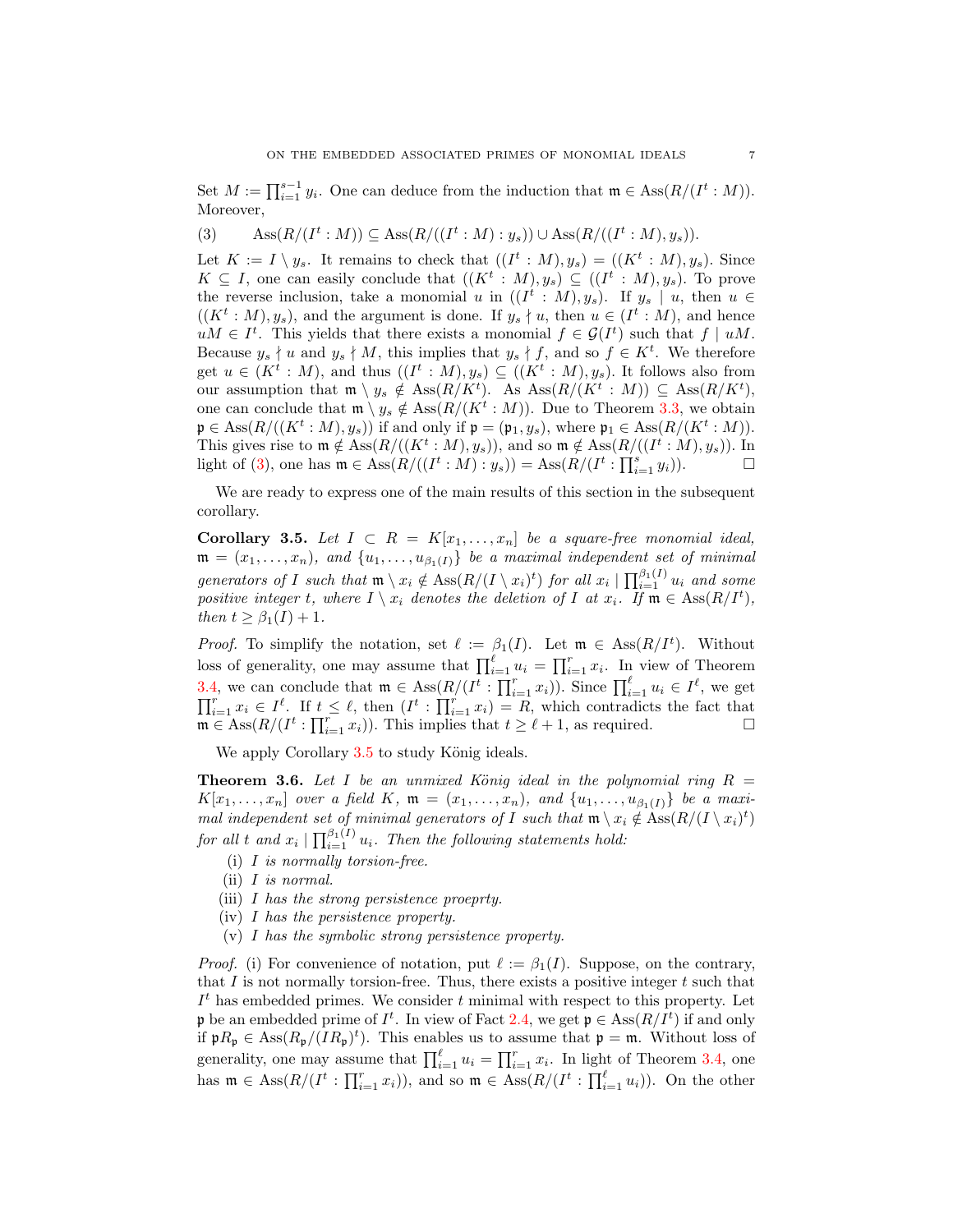Set $M := \prod_{i=1}^{s-1} y_i$. One can deduce from the induction that $\mathfrak{m} \in \mathrm{Ass}(R/(I^t : M))$. Moreover,

$$\mathrm{Ass}(R/(I^t : M)) \subseteq \mathrm{Ass}(R/((I^t : M) : y_s)) \cup \mathrm{Ass}(R/((I^t : M), y_s)). \tag{3}$$

Let $K := I \setminus y_s$. It remains to check that $((I^t : M), y_s) = ((K^t : M), y_s)$. Since $K \subseteq I$, one can easily conclude that $((K^t : M), y_s) \subseteq ((I^t : M), y_s)$. To prove the reverse inclusion, take a monomial $u$ in $((I^t : M), y_s)$. If $y_s \mid u$, then $u \in ((K^t : M), y_s)$, and the argument is done. If $y_s \nmid u$, then $u \in (I^t : M)$, and hence $uM \in I^t$. This yields that there exists a monomial $f \in \mathcal{G}(I^t)$ such that $f \mid uM$. Because $y_s \nmid u$ and $y_s \nmid M$, this implies that $y_s \nmid f$, and so $f \in K^t$. We therefore get $u \in (K^t : M)$, and thus $((I^t : M), y_s) \subseteq ((K^t : M), y_s)$. It follows also from our assumption that $\mathfrak{m} \setminus y_s \notin \mathrm{Ass}(R/K^t)$. As $\mathrm{Ass}(R/(K^t : M)) \subseteq \mathrm{Ass}(R/K^t)$, one can conclude that $\mathfrak{m} \setminus y_s \notin \mathrm{Ass}(R/(K^t : M))$. Due to Theorem 3.3, we obtain $\mathfrak{p} \in \mathrm{Ass}(R/((K^t : M), y_s))$ if and only if $\mathfrak{p} = (\mathfrak{p}_1, y_s)$, where $\mathfrak{p}_1 \in \mathrm{Ass}(R/(K^t : M))$. This gives rise to $\mathfrak{m} \notin \mathrm{Ass}(R/((K^t : M), y_s))$, and so $\mathfrak{m} \notin \mathrm{Ass}(R/((I^t : M), y_s))$. In light of (3), one has $\mathfrak{m} \in \mathrm{Ass}(R/((I^t : M) : y_s)) = \mathrm{Ass}(R/(I^t : \prod_{i=1}^{s} y_i))$. $\square$

We are ready to express one of the main results of this section in the subsequent corollary.

**Corollary 3.5.** *Let $I \subset R = K[x_1, \ldots, x_n]$ be a square-free monomial ideal, $\mathfrak{m} = (x_1, \ldots, x_n)$, and $\{u_1, \ldots, u_{\beta_1(I)}\}$ be a maximal independent set of minimal generators of $I$ such that $\mathfrak{m} \setminus x_i \notin \mathrm{Ass}(R/(I \setminus x_i)^t)$ for all $x_i \mid \prod_{i=1}^{\beta_1(I)} u_i$ and some positive integer $t$, where $I \setminus x_i$ denotes the deletion of $I$ at $x_i$. If $\mathfrak{m} \in \mathrm{Ass}(R/I^t)$, then $t \geq \beta_1(I) + 1$.*

*Proof.* To simplify the notation, set $\ell := \beta_1(I)$. Let $\mathfrak{m} \in \mathrm{Ass}(R/I^t)$. Without loss of generality, one may assume that $\prod_{i=1}^{\ell} u_i = \prod_{i=1}^{r} x_i$. In view of Theorem 3.4, we can conclude that $\mathfrak{m} \in \mathrm{Ass}(R/(I^t : \prod_{i=1}^{r} x_i))$. Since $\prod_{i=1}^{\ell} u_i \in I^{\ell}$, we get $\prod_{i=1}^{r} x_i \in I^{\ell}$. If $t \leq \ell$, then $(I^t : \prod_{i=1}^{r} x_i) = R$, which contradicts the fact that $\mathfrak{m} \in \mathrm{Ass}(R/(I^t : \prod_{i=1}^{r} x_i))$. This implies that $t \geq \ell + 1$, as required. $\square$

We apply Corollary 3.5 to study König ideals.

**Theorem 3.6.** *Let $I$ be an unmixed König ideal in the polynomial ring $R = K[x_1, \ldots, x_n]$ over a field $K$, $\mathfrak{m} = (x_1, \ldots, x_n)$, and $\{u_1, \ldots, u_{\beta_1(I)}\}$ be a maximal independent set of minimal generators of $I$ such that $\mathfrak{m} \setminus x_i \notin \mathrm{Ass}(R/(I \setminus x_i)^t)$ for all $t$ and $x_i \mid \prod_{i=1}^{\beta_1(I)} u_i$. Then the following statements hold:*

- (i) *$I$ is normally torsion-free.*
- (ii) *$I$ is normal.*
- (iii) *$I$ has the strong persistence proeprty.*
- (iv) *$I$ has the persistence property.*
- (v) *$I$ has the symbolic strong persistence property.*

*Proof.* (i) For convenience of notation, put $\ell := \beta_1(I)$. Suppose, on the contrary, that $I$ is not normally torsion-free. Thus, there exists a positive integer $t$ such that $I^t$ has embedded primes. We consider $t$ minimal with respect to this property. Let $\mathfrak{p}$ be an embedded prime of $I^t$. In view of Fact 2.4, we get $\mathfrak{p} \in \mathrm{Ass}(R/I^t)$ if and only if $\mathfrak{p}R_{\mathfrak{p}} \in \mathrm{Ass}(R_{\mathfrak{p}}/(IR_{\mathfrak{p}})^t)$. This enables us to assume that $\mathfrak{p} = \mathfrak{m}$. Without loss of generality, one may assume that $\prod_{i=1}^{\ell} u_i = \prod_{i=1}^{r} x_i$. In light of Theorem 3.4, one has $\mathfrak{m} \in \mathrm{Ass}(R/(I^t : \prod_{i=1}^{r} x_i))$, and so $\mathfrak{m} \in \mathrm{Ass}(R/(I^t : \prod_{i=1}^{\ell} u_i))$. On the other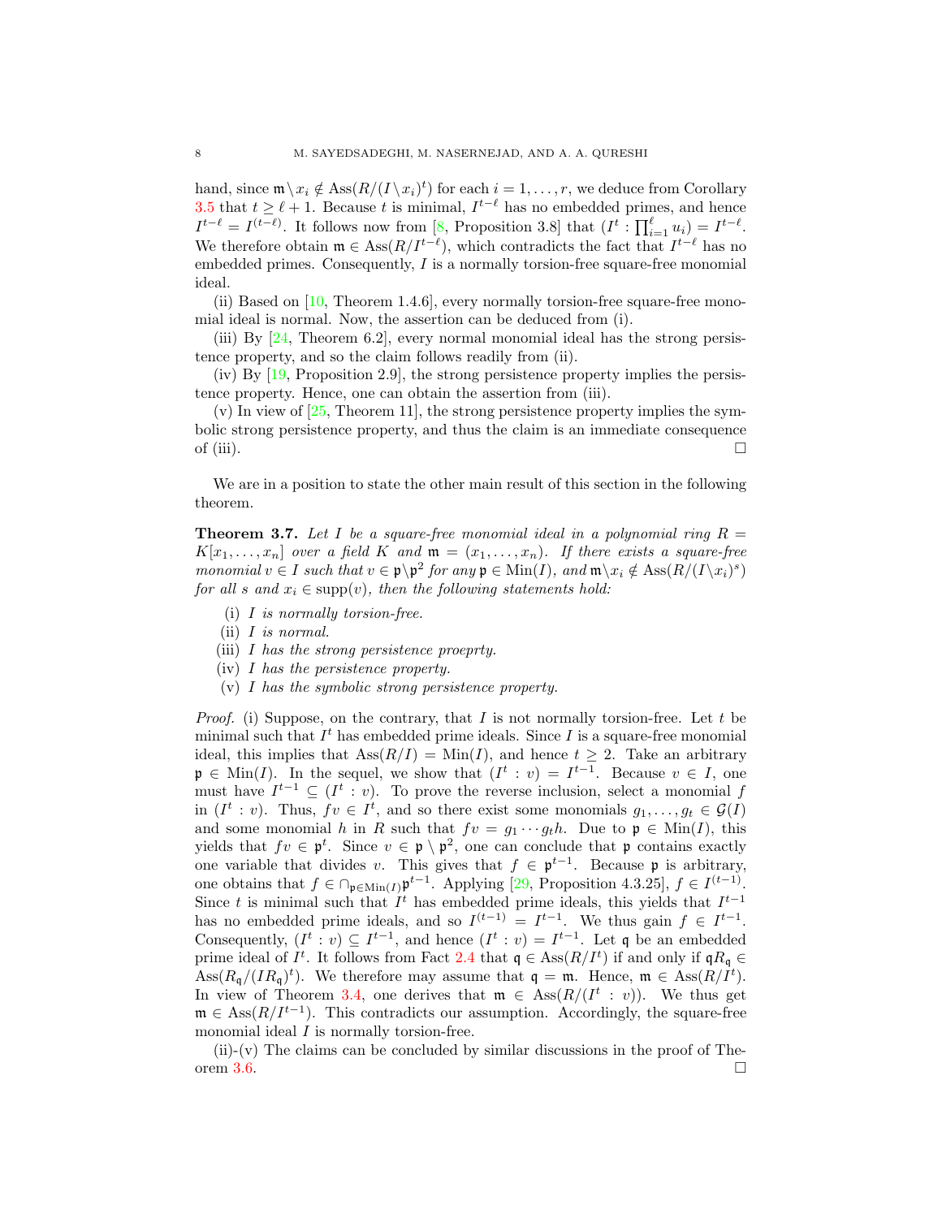hand, since $\mathfrak{m}\setminus x_i \notin \mathrm{Ass}(R/(I\setminus x_i)^t)$ for each $i = 1, \ldots, r$, we deduce from Corollary 3.5 that $t \geq \ell + 1$. Because $t$ is minimal, $I^{t-\ell}$ has no embedded primes, and hence $I^{t-\ell} = I^{(t-\ell)}$. It follows now from [8, Proposition 3.8] that $(I^t : \prod_{i=1}^{\ell} u_i) = I^{t-\ell}$. We therefore obtain $\mathfrak{m} \in \mathrm{Ass}(R/I^{t-\ell})$, which contradicts the fact that $I^{t-\ell}$ has no embedded primes. Consequently, $I$ is a normally torsion-free square-free monomial ideal.

(ii) Based on [10, Theorem 1.4.6], every normally torsion-free square-free monomial ideal is normal. Now, the assertion can be deduced from (i).

(iii) By [24, Theorem 6.2], every normal monomial ideal has the strong persistence property, and so the claim follows readily from (ii).

(iv) By [19, Proposition 2.9], the strong persistence property implies the persistence property. Hence, one can obtain the assertion from (iii).

(v) In view of [25, Theorem 11], the strong persistence property implies the symbolic strong persistence property, and thus the claim is an immediate consequence of (iii). $\square$

We are in a position to state the other main result of this section in the following theorem.

**Theorem 3.7.** *Let $I$ be a square-free monomial ideal in a polynomial ring $R = K[x_1, \ldots, x_n]$ over a field $K$ and $\mathfrak{m} = (x_1, \ldots, x_n)$. If there exists a square-free monomial $v \in I$ such that $v \in \mathfrak{p}\setminus\mathfrak{p}^2$ for any $\mathfrak{p} \in \mathrm{Min}(I)$, and $\mathfrak{m}\setminus x_i \notin \mathrm{Ass}(R/(I\setminus x_i)^s)$ for all $s$ and $x_i \in \mathrm{supp}(v)$, then the following statements hold:*

- (i) *$I$ is normally torsion-free.*
- (ii) *$I$ is normal.*
- (iii) *$I$ has the strong persistence proeprty.*
- (iv) *$I$ has the persistence property.*
- (v) *$I$ has the symbolic strong persistence property.*

*Proof.* (i) Suppose, on the contrary, that $I$ is not normally torsion-free. Let $t$ be minimal such that $I^t$ has embedded prime ideals. Since $I$ is a square-free monomial ideal, this implies that $\mathrm{Ass}(R/I) = \mathrm{Min}(I)$, and hence $t \geq 2$. Take an arbitrary $\mathfrak{p} \in \mathrm{Min}(I)$. In the sequel, we show that $(I^t : v) = I^{t-1}$. Because $v \in I$, one must have $I^{t-1} \subseteq (I^t : v)$. To prove the reverse inclusion, select a monomial $f$ in $(I^t : v)$. Thus, $fv \in I^t$, and so there exist some monomials $g_1, \ldots, g_t \in \mathcal{G}(I)$ and some monomial $h$ in $R$ such that $fv = g_1 \cdots g_t h$. Due to $\mathfrak{p} \in \mathrm{Min}(I)$, this yields that $fv \in \mathfrak{p}^t$. Since $v \in \mathfrak{p} \setminus \mathfrak{p}^2$, one can conclude that $\mathfrak{p}$ contains exactly one variable that divides $v$. This gives that $f \in \mathfrak{p}^{t-1}$. Because $\mathfrak{p}$ is arbitrary, one obtains that $f \in \cap_{\mathfrak{p}\in \mathrm{Min}(I)}\mathfrak{p}^{t-1}$. Applying [29, Proposition 4.3.25], $f \in I^{(t-1)}$. Since $t$ is minimal such that $I^t$ has embedded prime ideals, this yields that $I^{t-1}$ has no embedded prime ideals, and so $I^{(t-1)} = I^{t-1}$. We thus gain $f \in I^{t-1}$. Consequently, $(I^t : v) \subseteq I^{t-1}$, and hence $(I^t : v) = I^{t-1}$. Let $\mathfrak{q}$ be an embedded prime ideal of $I^t$. It follows from Fact 2.4 that $\mathfrak{q} \in \mathrm{Ass}(R/I^t)$ if and only if $\mathfrak{q}R_{\mathfrak{q}} \in \mathrm{Ass}(R_{\mathfrak{q}}/(IR_{\mathfrak{q}})^t)$. We therefore may assume that $\mathfrak{q} = \mathfrak{m}$. Hence, $\mathfrak{m} \in \mathrm{Ass}(R/I^t)$. In view of Theorem 3.4, one derives that $\mathfrak{m} \in \mathrm{Ass}(R/(I^t : v))$. We thus get $\mathfrak{m} \in \mathrm{Ass}(R/I^{t-1})$. This contradicts our assumption. Accordingly, the square-free monomial ideal $I$ is normally torsion-free.

(ii)-(v) The claims can be concluded by similar discussions in the proof of Theorem 3.6. $\square$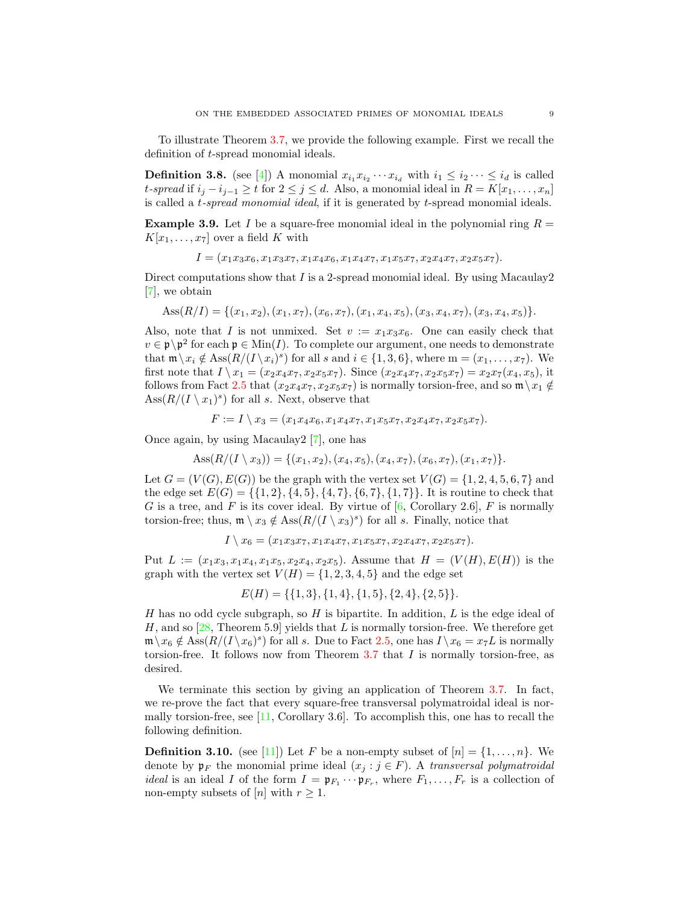To illustrate Theorem 3.7, we provide the following example. First we recall the definition of $t$-spread monomial ideals.

**Definition 3.8.** (see [4]) A monomial $x_{i_1}x_{i_2}\cdots x_{i_d}$ with $i_1 \leq i_2 \cdots \leq i_d$ is called *t-spread* if $i_j - i_{j-1} \geq t$ for $2 \leq j \leq d$. Also, a monomial ideal in $R = K[x_1, \ldots, x_n]$ is called a *t-spread monomial ideal*, if it is generated by $t$-spread monomial ideals.

**Example 3.9.** Let $I$ be a square-free monomial ideal in the polynomial ring $R = K[x_1, \ldots, x_7]$ over a field $K$ with

$$I = (x_1x_3x_6, x_1x_3x_7, x_1x_4x_6, x_1x_4x_7, x_1x_5x_7, x_2x_4x_7, x_2x_5x_7).$$

Direct computations show that $I$ is a 2-spread monomial ideal. By using Macaulay2 [7], we obtain

$$\mathrm{Ass}(R/I) = \{(x_1, x_2), (x_1, x_7), (x_6, x_7), (x_1, x_4, x_5), (x_3, x_4, x_7), (x_3, x_4, x_5)\}.$$

Also, note that $I$ is not unmixed. Set $v := x_1x_3x_6$. One can easily check that $v \in \mathfrak{p}\backslash\mathfrak{p}^2$ for each $\mathfrak{p} \in \mathrm{Min}(I)$. To complete our argument, one needs to demonstrate that $\mathfrak{m}\backslash x_i \notin \mathrm{Ass}(R/(I\backslash x_i)^s)$ for all $s$ and $i \in \{1, 3, 6\}$, where $\mathrm{m} = (x_1, \ldots, x_7)$. We first note that $I \setminus x_1 = (x_2x_4x_7, x_2x_5x_7)$. Since $(x_2x_4x_7, x_2x_5x_7) = x_2x_7(x_4, x_5)$, it follows from Fact 2.5 that $(x_2x_4x_7, x_2x_5x_7)$ is normally torsion-free, and so $\mathfrak{m}\backslash x_1 \notin \mathrm{Ass}(R/(I \setminus x_1)^s)$ for all $s$. Next, observe that

$$F := I \setminus x_3 = (x_1x_4x_6, x_1x_4x_7, x_1x_5x_7, x_2x_4x_7, x_2x_5x_7).$$

Once again, by using Macaulay2 [7], one has

$$\mathrm{Ass}(R/(I \setminus x_3)) = \{(x_1, x_2), (x_4, x_5), (x_4, x_7), (x_6, x_7), (x_1, x_7)\}.$$

Let $G = (V(G), E(G))$ be the graph with the vertex set $V(G) = \{1, 2, 4, 5, 6, 7\}$ and the edge set $E(G) = \{\{1, 2\}, \{4, 5\}, \{4, 7\}, \{6, 7\}, \{1, 7\}\}$. It is routine to check that $G$ is a tree, and $F$ is its cover ideal. By virtue of [6, Corollary 2.6], $F$ is normally torsion-free; thus, $\mathfrak{m} \setminus x_3 \notin \mathrm{Ass}(R/(I \setminus x_3)^s)$ for all $s$. Finally, notice that

$$I \setminus x_6 = (x_1x_3x_7, x_1x_4x_7, x_1x_5x_7, x_2x_4x_7, x_2x_5x_7).$$

Put $L := (x_1x_3, x_1x_4, x_1x_5, x_2x_4, x_2x_5)$. Assume that $H = (V(H), E(H))$ is the graph with the vertex set $V(H) = \{1, 2, 3, 4, 5\}$ and the edge set

$$E(H) = \{\{1, 3\}, \{1, 4\}, \{1, 5\}, \{2, 4\}, \{2, 5\}\}.$$

$H$ has no odd cycle subgraph, so $H$ is bipartite. In addition, $L$ is the edge ideal of $H$, and so [28, Theorem 5.9] yields that $L$ is normally torsion-free. We therefore get $\mathfrak{m}\backslash x_6 \notin \mathrm{Ass}(R/(I\backslash x_6)^s)$ for all $s$. Due to Fact 2.5, one has $I\backslash x_6 = x_7L$ is normally torsion-free. It follows now from Theorem 3.7 that $I$ is normally torsion-free, as desired.

We terminate this section by giving an application of Theorem 3.7. In fact, we re-prove the fact that every square-free transversal polymatroidal ideal is normally torsion-free, see [11, Corollary 3.6]. To accomplish this, one has to recall the following definition.

**Definition 3.10.** (see [11]) Let $F$ be a non-empty subset of $[n] = \{1, \ldots, n\}$. We denote by $\mathfrak{p}_F$ the monomial prime ideal $(x_j : j \in F)$. A *transversal polymatroidal ideal* is an ideal $I$ of the form $I = \mathfrak{p}_{F_1} \cdots \mathfrak{p}_{F_r}$, where $F_1, \ldots, F_r$ is a collection of non-empty subsets of $[n]$ with $r \geq 1$.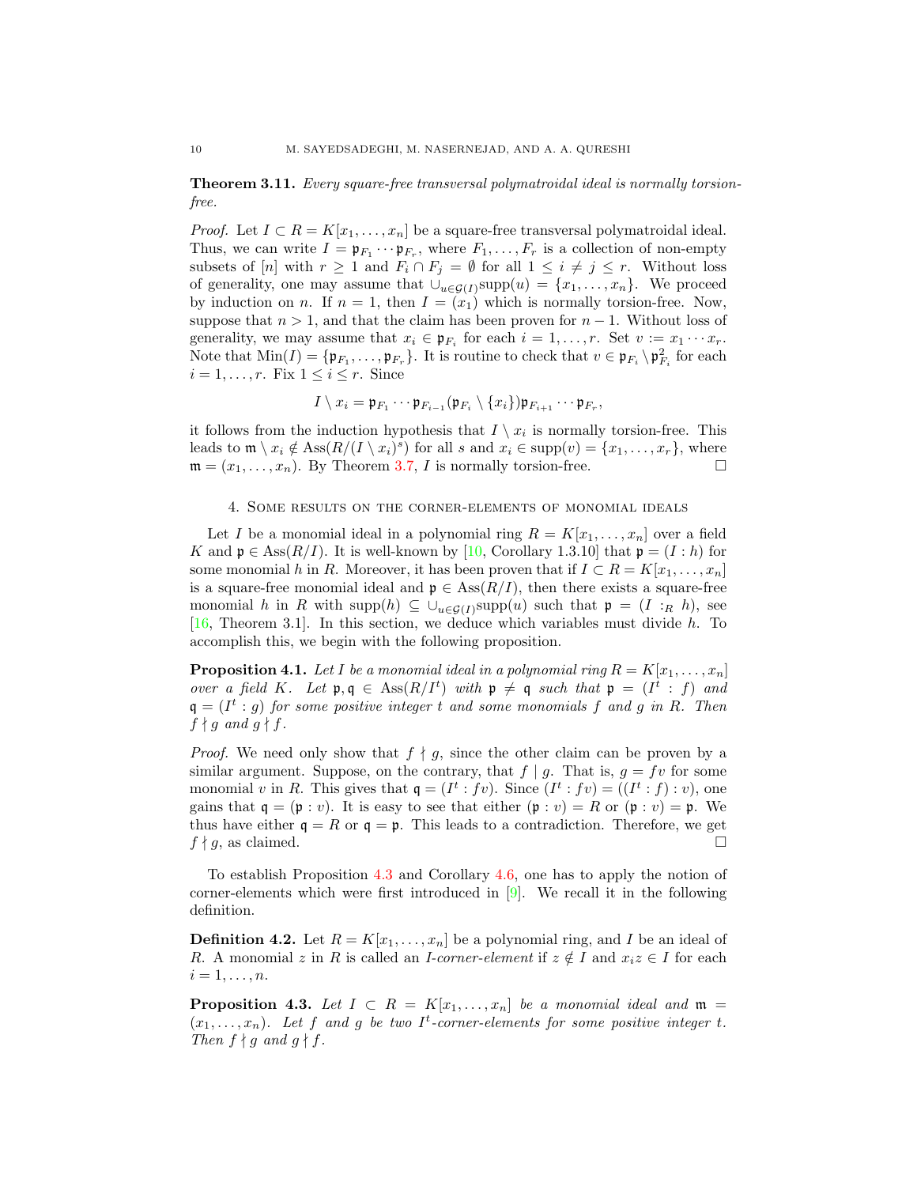**Theorem 3.11.** *Every square-free transversal polymatroidal ideal is normally torsion-free.*

*Proof.* Let $I \subset R = K[x_1, \ldots, x_n]$ be a square-free transversal polymatroidal ideal. Thus, we can write $I = \mathfrak{p}_{F_1} \cdots \mathfrak{p}_{F_r}$, where $F_1, \ldots, F_r$ is a collection of non-empty subsets of $[n]$ with $r \geq 1$ and $F_i \cap F_j = \emptyset$ for all $1 \leq i \neq j \leq r$. Without loss of generality, one may assume that $\cup_{u \in \mathcal{G}(I)} \mathrm{supp}(u) = \{x_1, \ldots, x_n\}$. We proceed by induction on $n$. If $n = 1$, then $I = (x_1)$ which is normally torsion-free. Now, suppose that $n > 1$, and that the claim has been proven for $n - 1$. Without loss of generality, we may assume that $x_i \in \mathfrak{p}_{F_i}$ for each $i = 1, \ldots, r$. Set $v := x_1 \cdots x_r$. Note that $\mathrm{Min}(I) = \{\mathfrak{p}_{F_1}, \ldots, \mathfrak{p}_{F_r}\}$. It is routine to check that $v \in \mathfrak{p}_{F_i} \setminus \mathfrak{p}_{F_i}^2$ for each $i = 1, \ldots, r$. Fix $1 \leq i \leq r$. Since

$$I \setminus x_i = \mathfrak{p}_{F_1} \cdots \mathfrak{p}_{F_{i-1}} (\mathfrak{p}_{F_i} \setminus \{x_i\}) \mathfrak{p}_{F_{i+1}} \cdots \mathfrak{p}_{F_r},$$

it follows from the induction hypothesis that $I \setminus x_i$ is normally torsion-free. This leads to $\mathfrak{m} \setminus x_i \notin \mathrm{Ass}(R/(I \setminus x_i)^s)$ for all $s$ and $x_i \in \mathrm{supp}(v) = \{x_1, \ldots, x_r\}$, where $\mathfrak{m} = (x_1, \ldots, x_n)$. By Theorem 3.7, $I$ is normally torsion-free. $\square$

## 4. Some results on the corner-elements of monomial ideals

Let $I$ be a monomial ideal in a polynomial ring $R = K[x_1, \ldots, x_n]$ over a field $K$ and $\mathfrak{p} \in \mathrm{Ass}(R/I)$. It is well-known by [10, Corollary 1.3.10] that $\mathfrak{p} = (I : h)$ for some monomial $h$ in $R$. Moreover, it has been proven that if $I \subset R = K[x_1, \ldots, x_n]$ is a square-free monomial ideal and $\mathfrak{p} \in \mathrm{Ass}(R/I)$, then there exists a square-free monomial $h$ in $R$ with $\mathrm{supp}(h) \subseteq \cup_{u \in \mathcal{G}(I)} \mathrm{supp}(u)$ such that $\mathfrak{p} = (I :_R h)$, see [16, Theorem 3.1]. In this section, we deduce which variables must divide $h$. To accomplish this, we begin with the following proposition.

**Proposition 4.1.** *Let $I$ be a monomial ideal in a polynomial ring $R = K[x_1, \ldots, x_n]$ over a field $K$. Let $\mathfrak{p}, \mathfrak{q} \in \mathrm{Ass}(R/I^t)$ with $\mathfrak{p} \neq \mathfrak{q}$ such that $\mathfrak{p} = (I^t : f)$ and $\mathfrak{q} = (I^t : g)$ for some positive integer $t$ and some monomials $f$ and $g$ in $R$. Then $f \nmid g$ and $g \nmid f$.*

*Proof.* We need only show that $f \nmid g$, since the other claim can be proven by a similar argument. Suppose, on the contrary, that $f \mid g$. That is, $g = fv$ for some monomial $v$ in $R$. This gives that $\mathfrak{q} = (I^t : fv)$. Since $(I^t : fv) = ((I^t : f) : v)$, one gains that $\mathfrak{q} = (\mathfrak{p} : v)$. It is easy to see that either $(\mathfrak{p} : v) = R$ or $(\mathfrak{p} : v) = \mathfrak{p}$. We thus have either $\mathfrak{q} = R$ or $\mathfrak{q} = \mathfrak{p}$. This leads to a contradiction. Therefore, we get $f \nmid g$, as claimed. $\square$

To establish Proposition 4.3 and Corollary 4.6, one has to apply the notion of corner-elements which were first introduced in [9]. We recall it in the following definition.

**Definition 4.2.** Let $R = K[x_1, \ldots, x_n]$ be a polynomial ring, and $I$ be an ideal of $R$. A monomial $z$ in $R$ is called an *$I$-corner-element* if $z \notin I$ and $x_i z \in I$ for each $i = 1, \ldots, n$.

**Proposition 4.3.** *Let $I \subset R = K[x_1, \ldots, x_n]$ be a monomial ideal and $\mathfrak{m} = (x_1, \ldots, x_n)$. Let $f$ and $g$ be two $I^t$-corner-elements for some positive integer $t$. Then $f \nmid g$ and $g \nmid f$.*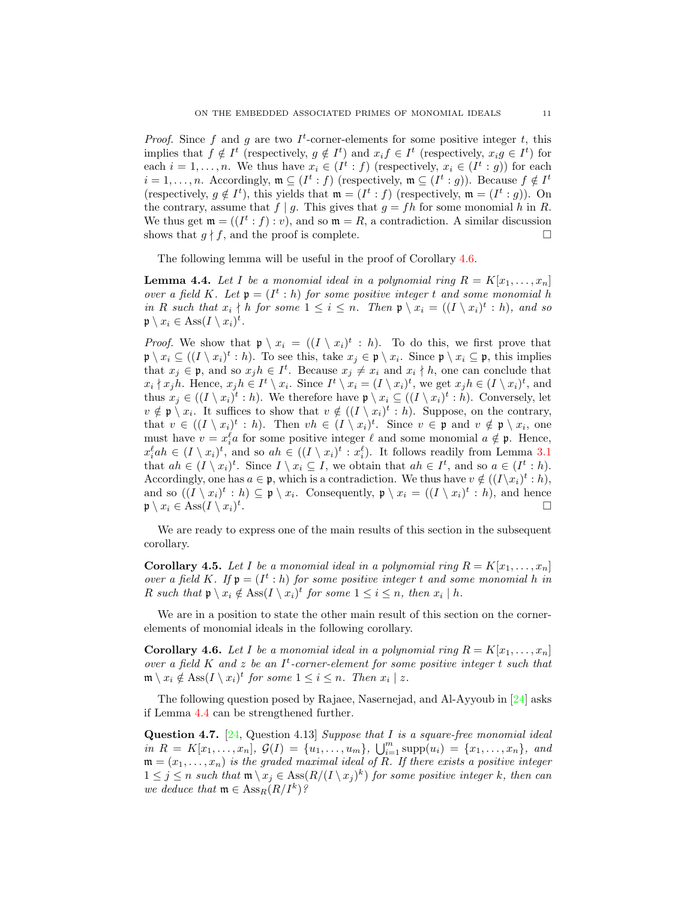*Proof.* Since $f$ and $g$ are two $I^t$-corner-elements for some positive integer $t$, this implies that $f \notin I^t$ (respectively, $g \notin I^t$) and $x_i f \in I^t$ (respectively, $x_i g \in I^t$) for each $i = 1, \ldots, n$. We thus have $x_i \in (I^t : f)$ (respectively, $x_i \in (I^t : g)$) for each $i = 1, \ldots, n$. Accordingly, $\mathfrak{m} \subseteq (I^t : f)$ (respectively, $\mathfrak{m} \subseteq (I^t : g)$). Because $f \notin I^t$ (respectively, $g \notin I^t$), this yields that $\mathfrak{m} = (I^t : f)$ (respectively, $\mathfrak{m} = (I^t : g)$). On the contrary, assume that $f \mid g$. This gives that $g = fh$ for some monomial $h$ in $R$. We thus get $\mathfrak{m} = ((I^t : f) : v)$, and so $\mathfrak{m} = R$, a contradiction. A similar discussion shows that $g \nmid f$, and the proof is complete. □

The following lemma will be useful in the proof of Corollary 4.6.

**Lemma 4.4.** *Let $I$ be a monomial ideal in a polynomial ring $R = K[x_1, \ldots, x_n]$ over a field $K$. Let $\mathfrak{p} = (I^t : h)$ for some positive integer $t$ and some monomial $h$ in $R$ such that $x_i \nmid h$ for some $1 \leq i \leq n$. Then $\mathfrak{p} \setminus x_i = ((I \setminus x_i)^t : h)$, and so $\mathfrak{p} \setminus x_i \in \mathrm{Ass}(I \setminus x_i)^t$.*

*Proof.* We show that $\mathfrak{p} \setminus x_i = ((I \setminus x_i)^t : h)$. To do this, we first prove that $\mathfrak{p} \setminus x_i \subseteq ((I \setminus x_i)^t : h)$. To see this, take $x_j \in \mathfrak{p} \setminus x_i$. Since $\mathfrak{p} \setminus x_i \subseteq \mathfrak{p}$, this implies that $x_j \in \mathfrak{p}$, and so $x_j h \in I^t$. Because $x_j \neq x_i$ and $x_i \nmid h$, one can conclude that $x_i \nmid x_j h$. Hence, $x_j h \in I^t \setminus x_i$. Since $I^t \setminus x_i = (I \setminus x_i)^t$, we get $x_j h \in (I \setminus x_i)^t$, and thus $x_j \in ((I \setminus x_i)^t : h)$. We therefore have $\mathfrak{p} \setminus x_i \subseteq ((I \setminus x_i)^t : h)$. Conversely, let $v \notin \mathfrak{p} \setminus x_i$. It suffices to show that $v \notin ((I \setminus x_i)^t : h)$. Suppose, on the contrary, that $v \in ((I \setminus x_i)^t : h)$. Then $vh \in (I \setminus x_i)^t$. Since $v \in \mathfrak{p}$ and $v \notin \mathfrak{p} \setminus x_i$, one must have $v = x_i^\ell a$ for some positive integer $\ell$ and some monomial $a \notin \mathfrak{p}$. Hence, $x_i^\ell a h \in (I \setminus x_i)^t$, and so $ah \in ((I \setminus x_i)^t : x_i^\ell)$. It follows readily from Lemma 3.1 that $ah \in (I \setminus x_i)^t$. Since $I \setminus x_i \subseteq I$, we obtain that $ah \in I^t$, and so $a \in (I^t : h)$. Accordingly, one has $a \in \mathfrak{p}$, which is a contradiction. We thus have $v \notin ((I \setminus x_i)^t : h)$, and so $((I \setminus x_i)^t : h) \subseteq \mathfrak{p} \setminus x_i$. Consequently, $\mathfrak{p} \setminus x_i = ((I \setminus x_i)^t : h)$, and hence $\mathfrak{p} \setminus x_i \in \mathrm{Ass}(I \setminus x_i)^t$. □

We are ready to express one of the main results of this section in the subsequent corollary.

**Corollary 4.5.** *Let $I$ be a monomial ideal in a polynomial ring $R = K[x_1, \ldots, x_n]$ over a field $K$. If $\mathfrak{p} = (I^t : h)$ for some positive integer $t$ and some monomial $h$ in $R$ such that $\mathfrak{p} \setminus x_i \notin \mathrm{Ass}(I \setminus x_i)^t$ for some $1 \leq i \leq n$, then $x_i \mid h$.*

We are in a position to state the other main result of this section on the corner-elements of monomial ideals in the following corollary.

**Corollary 4.6.** *Let $I$ be a monomial ideal in a polynomial ring $R = K[x_1, \ldots, x_n]$ over a field $K$ and $z$ be an $I^t$-corner-element for some positive integer $t$ such that $\mathfrak{m} \setminus x_i \notin \mathrm{Ass}(I \setminus x_i)^t$ for some $1 \leq i \leq n$. Then $x_i \mid z$.*

The following question posed by Rajaee, Nasernejad, and Al-Ayyoub in [24] asks if Lemma 4.4 can be strengthened further.

**Question 4.7.** [24, Question 4.13] *Suppose that $I$ is a square-free monomial ideal in $R = K[x_1, \ldots, x_n]$, $\mathcal{G}(I) = \{u_1, \ldots, u_m\}$, $\bigcup_{i=1}^m \mathrm{supp}(u_i) = \{x_1, \ldots, x_n\}$, and $\mathfrak{m} = (x_1, \ldots, x_n)$ is the graded maximal ideal of $R$. If there exists a positive integer $1 \leq j \leq n$ such that $\mathfrak{m} \setminus x_j \in \mathrm{Ass}(R/(I \setminus x_j)^k)$ for some positive integer $k$, then can we deduce that $\mathfrak{m} \in \mathrm{Ass}_R(R/I^k)$?*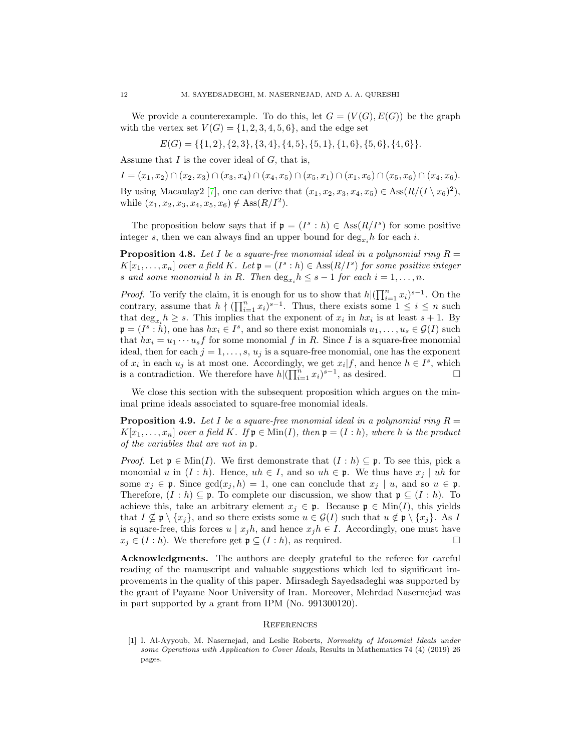We provide a counterexample. To do this, let $G = (V(G), E(G))$ be the graph with the vertex set $V(G) = \{1, 2, 3, 4, 5, 6\}$, and the edge set

$$E(G) = \{\{1, 2\}, \{2, 3\}, \{3, 4\}, \{4, 5\}, \{5, 1\}, \{1, 6\}, \{5, 6\}, \{4, 6\}\}.$$

Assume that $I$ is the cover ideal of $G$, that is,

$$I = (x_1, x_2) \cap (x_2, x_3) \cap (x_3, x_4) \cap (x_4, x_5) \cap (x_5, x_1) \cap (x_1, x_6) \cap (x_5, x_6) \cap (x_4, x_6).$$

By using Macaulay2 [7], one can derive that $(x_1, x_2, x_3, x_4, x_5) \in \mathrm{Ass}(R/(I \setminus x_6)^2)$, while $(x_1, x_2, x_3, x_4, x_5, x_6) \notin \mathrm{Ass}(R/I^2)$.

The proposition below says that if $\mathfrak{p} = (I^s : h) \in \mathrm{Ass}(R/I^s)$ for some positive integer $s$, then we can always find an upper bound for $\deg_{x_i} h$ for each $i$.

**Proposition 4.8.** *Let $I$ be a square-free monomial ideal in a polynomial ring $R = K[x_1, \ldots, x_n]$ over a field $K$. Let $\mathfrak{p} = (I^s : h) \in \mathrm{Ass}(R/I^s)$ for some positive integer $s$ and some monomial $h$ in $R$. Then $\deg_{x_i} h \leq s - 1$ for each $i = 1, \ldots, n$.*

*Proof.* To verify the claim, it is enough for us to show that $h|(\prod_{i=1}^{n} x_i)^{s-1}$. On the contrary, assume that $h \nmid (\prod_{i=1}^{n} x_i)^{s-1}$. Thus, there exists some $1 \leq i \leq n$ such that $\deg_{x_i} h \geq s$. This implies that the exponent of $x_i$ in $hx_i$ is at least $s + 1$. By $\mathfrak{p} = (I^s : h)$, one has $hx_i \in I^s$, and so there exist monomials $u_1, \ldots, u_s \in \mathcal{G}(I)$ such that $hx_i = u_1 \cdots u_s f$ for some monomial $f$ in $R$. Since $I$ is a square-free monomial ideal, then for each $j = 1, \ldots, s$, $u_j$ is a square-free monomial, one has the exponent of $x_i$ in each $u_j$ is at most one. Accordingly, we get $x_i|f$, and hence $h \in I^s$, which is a contradiction. We therefore have $h|(\prod_{i=1}^{n} x_i)^{s-1}$, as desired. □

We close this section with the subsequent proposition which argues on the minimal prime ideals associated to square-free monomial ideals.

**Proposition 4.9.** *Let $I$ be a square-free monomial ideal in a polynomial ring $R = K[x_1, \ldots, x_n]$ over a field $K$. If $\mathfrak{p} \in \mathrm{Min}(I)$, then $\mathfrak{p} = (I : h)$, where $h$ is the product of the variables that are not in $\mathfrak{p}$.*

*Proof.* Let $\mathfrak{p} \in \mathrm{Min}(I)$. We first demonstrate that $(I : h) \subseteq \mathfrak{p}$. To see this, pick a monomial $u$ in $(I : h)$. Hence, $uh \in I$, and so $uh \in \mathfrak{p}$. We thus have $x_j \mid uh$ for some $x_j \in \mathfrak{p}$. Since $\gcd(x_j, h) = 1$, one can conclude that $x_j \mid u$, and so $u \in \mathfrak{p}$. Therefore, $(I : h) \subseteq \mathfrak{p}$. To complete our discussion, we show that $\mathfrak{p} \subseteq (I : h)$. To achieve this, take an arbitrary element $x_j \in \mathfrak{p}$. Because $\mathfrak{p} \in \mathrm{Min}(I)$, this yields that $I \nsubseteq \mathfrak{p} \setminus \{x_j\}$, and so there exists some $u \in \mathcal{G}(I)$ such that $u \notin \mathfrak{p} \setminus \{x_j\}$. As $I$ is square-free, this forces $u \mid x_j h$, and hence $x_j h \in I$. Accordingly, one must have $x_j \in (I : h)$. We therefore get $\mathfrak{p} \subseteq (I : h)$, as required. □

**Acknowledgments.** The authors are deeply grateful to the referee for careful reading of the manuscript and valuable suggestions which led to significant improvements in the quality of this paper. Mirsadegh Sayedsadeghi was supported by the grant of Payame Noor University of Iran. Moreover, Mehrdad Nasernejad was in part supported by a grant from IPM (No. 991300120).

## References

[1] I. Al-Ayyoub, M. Nasernejad, and Leslie Roberts, *Normality of Monomial Ideals under some Operations with Application to Cover Ideals*, Results in Mathematics 74 (4) (2019) 26 pages.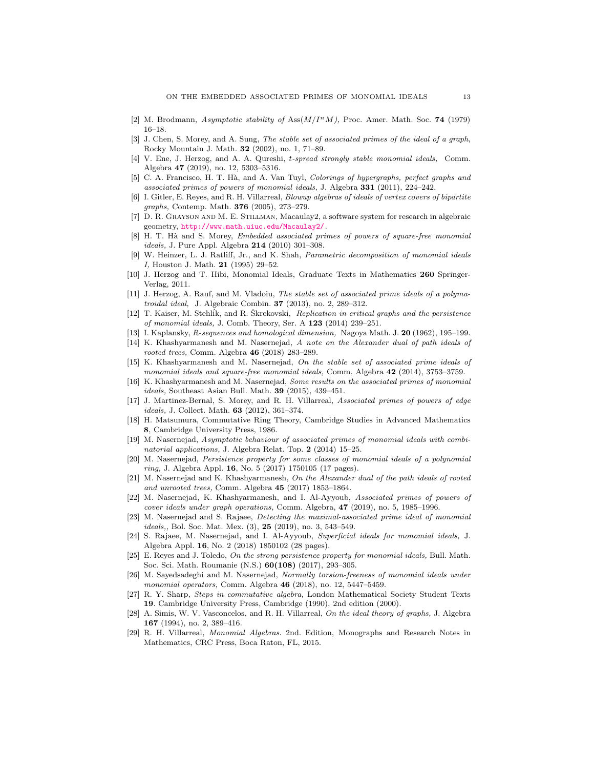[2] M. Brodmann, *Asymptotic stability of* $\mathrm{Ass}(M/I^nM)$, Proc. Amer. Math. Soc. **74** (1979) 16–18.

[3] J. Chen, S. Morey, and A. Sung, *The stable set of associated primes of the ideal of a graph*, Rocky Mountain J. Math. **32** (2002), no. 1, 71–89.

[4] V. Ene, J. Herzog, and A. A. Qureshi, *t-spread strongly stable monomial ideals,* Comm. Algebra **47** (2019), no. 12, 5303–5316.

[5] C. A. Francisco, H. T. Hà, and A. Van Tuyl, *Colorings of hypergraphs, perfect graphs and associated primes of powers of monomial ideals,* J. Algebra **331** (2011), 224–242.

[6] I. Gitler, E. Reyes, and R. H. Villarreal, *Blowup algebras of ideals of vertex covers of bipartite graphs,* Contemp. Math. **376** (2005), 273–279.

[7] D. R. Grayson and M. E. Stillman, Macaulay2, a software system for research in algebraic geometry, http://www.math.uiuc.edu/Macaulay2/.

[8] H. T. Hà and S. Morey, *Embedded associated primes of powers of square-free monomial ideals,* J. Pure Appl. Algebra **214** (2010) 301–308.

[9] W. Heinzer, L. J. Ratliff, Jr., and K. Shah, *Parametric decomposition of monomial ideals I,* Houston J. Math. **21** (1995) 29–52.

[10] J. Herzog and T. Hibi, Monomial Ideals, Graduate Texts in Mathematics **260** Springer-Verlag, 2011.

[11] J. Herzog, A. Rauf, and M. Vladoiu, *The stable set of associated prime ideals of a polymatroidal ideal,* J. Algebraic Combin. **37** (2013), no. 2, 289–312.

[12] T. Kaiser, M. Stehlík, and R. Škrekovski, *Replication in critical graphs and the persistence of monomial ideals,* J. Comb. Theory, Ser. A **123** (2014) 239–251.

[13] I. Kaplansky, *R-sequences and homological dimension,* Nagoya Math. J. **20** (1962), 195–199.

[14] K. Khashyarmanesh and M. Nasernejad, *A note on the Alexander dual of path ideals of rooted trees,* Comm. Algebra **46** (2018) 283–289.

[15] K. Khashyarmanesh and M. Nasernejad, *On the stable set of associated prime ideals of monomial ideals and square-free monomial ideals,* Comm. Algebra **42** (2014), 3753–3759.

[16] K. Khashyarmanesh and M. Nasernejad, *Some results on the associated primes of monomial ideals,* Southeast Asian Bull. Math. **39** (2015), 439–451.

[17] J. Martinez-Bernal, S. Morey, and R. H. Villarreal, *Associated primes of powers of edge ideals,* J. Collect. Math. **63** (2012), 361–374.

[18] H. Matsumura, Commutative Ring Theory, Cambridge Studies in Advanced Mathematics **8**, Cambridge University Press, 1986.

[19] M. Nasernejad, *Asymptotic behaviour of associated primes of monomial ideals with combinatorial applications,* J. Algebra Relat. Top. **2** (2014) 15–25.

[20] M. Nasernejad, *Persistence property for some classes of monomial ideals of a polynomial ring,* J. Algebra Appl. **16**, No. 5 (2017) 1750105 (17 pages).

[21] M. Nasernejad and K. Khashyarmanesh, *On the Alexander dual of the path ideals of rooted and unrooted trees,* Comm. Algebra **45** (2017) 1853–1864.

[22] M. Nasernejad, K. Khashyarmanesh, and I. Al-Ayyoub, *Associated primes of powers of cover ideals under graph operations,* Comm. Algebra, **47** (2019), no. 5, 1985–1996.

[23] M. Nasernejad and S. Rajaee, *Detecting the maximal-associated prime ideal of monomial ideals,*, Bol. Soc. Mat. Mex. (3), **25** (2019), no. 3, 543–549.

[24] S. Rajaee, M. Nasernejad, and I. Al-Ayyoub, *Superficial ideals for monomial ideals,* J. Algebra Appl. **16**, No. 2 (2018) 1850102 (28 pages).

[25] E. Reyes and J. Toledo, *On the strong persistence property for monomial ideals,* Bull. Math. Soc. Sci. Math. Roumanie (N.S.) **60(108)** (2017), 293–305.

[26] M. Sayedsadeghi and M. Nasernejad, *Normally torsion-freeness of monomial ideals under monomial operators,* Comm. Algebra **46** (2018), no. 12, 5447–5459.

[27] R. Y. Sharp, *Steps in commutative algebra,* London Mathematical Society Student Texts **19**. Cambridge University Press, Cambridge (1990), 2nd edition (2000).

[28] A. Simis, W. V. Vasconcelos, and R. H. Villarreal, *On the ideal theory of graphs,* J. Algebra **167** (1994), no. 2, 389–416.

[29] R. H. Villarreal, *Monomial Algebras.* 2nd. Edition, Monographs and Research Notes in Mathematics, CRC Press, Boca Raton, FL, 2015.